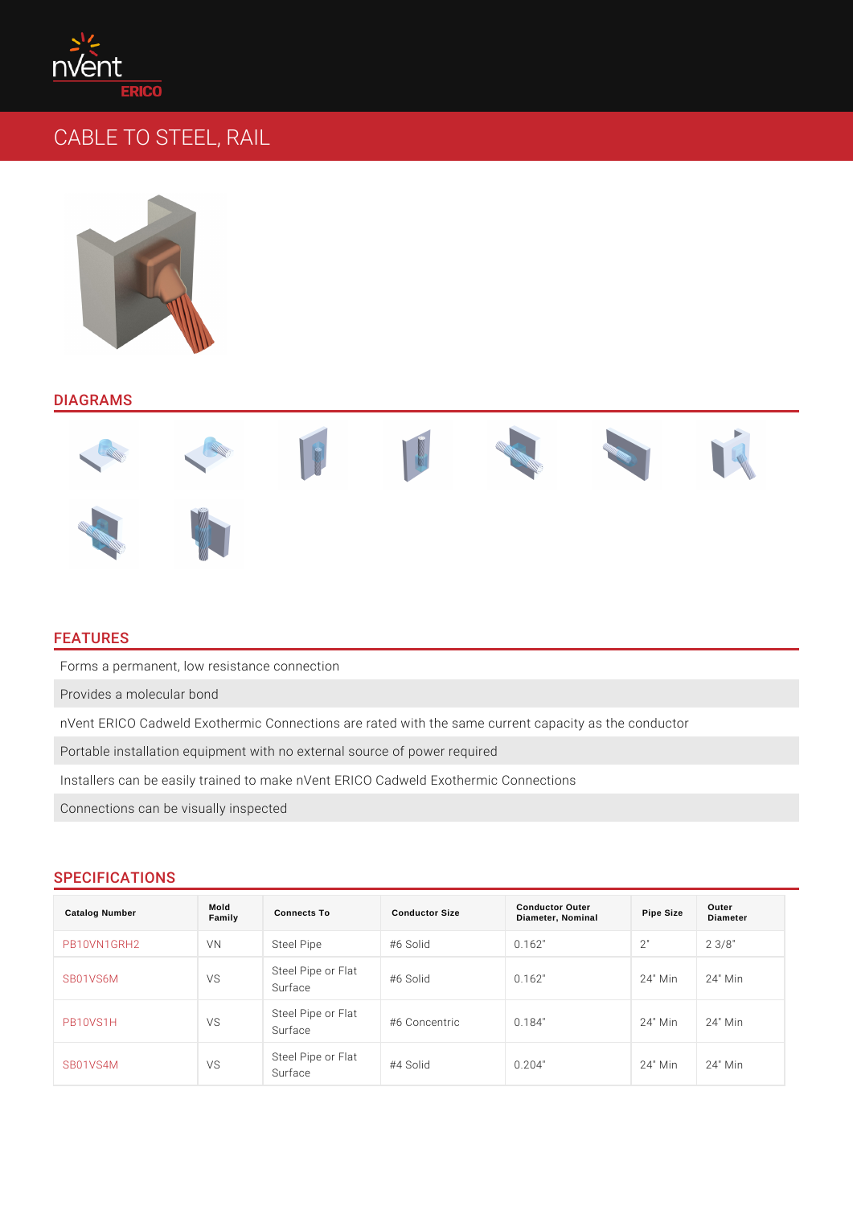# CABLE TO STEEL, RAIL

## DIAGRAMS

## FEATURES

Forms a permanent, low resistance connection

Provides a molecular bond

nVent ERICO Cadweld Exothermic Connections are rated with the same current capacity as the conductor

Portable installation equipment with no external source of power required

Installers can be easily trained to make nVent ERICO Cadweld Exothermic Connections

Connections can be visually inspected

## SPECIFICATIONS

| Catalog Number | Mold Family | Connects To | Conductor Size | Conductor Outer Diameter, Nominal | Pipe Size | Outer Diameter |
|---|---|---|---|---|---|---|
| PB10VN1GRH2 | VN | Steel Pipe | #6 Solid | 0.162" | 2" | 2 3/8" |
| SB01VS6M | VS | Steel Pipe or Flat Surface | #6 Solid | 0.162" | 24" Min | 24" Min |
| PB10VS1H | VS | Steel Pipe or Flat Surface | #6 Concentric | 0.184" | 24" Min | 24" Min |
| SB01VS4M | VS | Steel Pipe or Flat Surface | #4 Solid | 0.204" | 24" Min | 24" Min |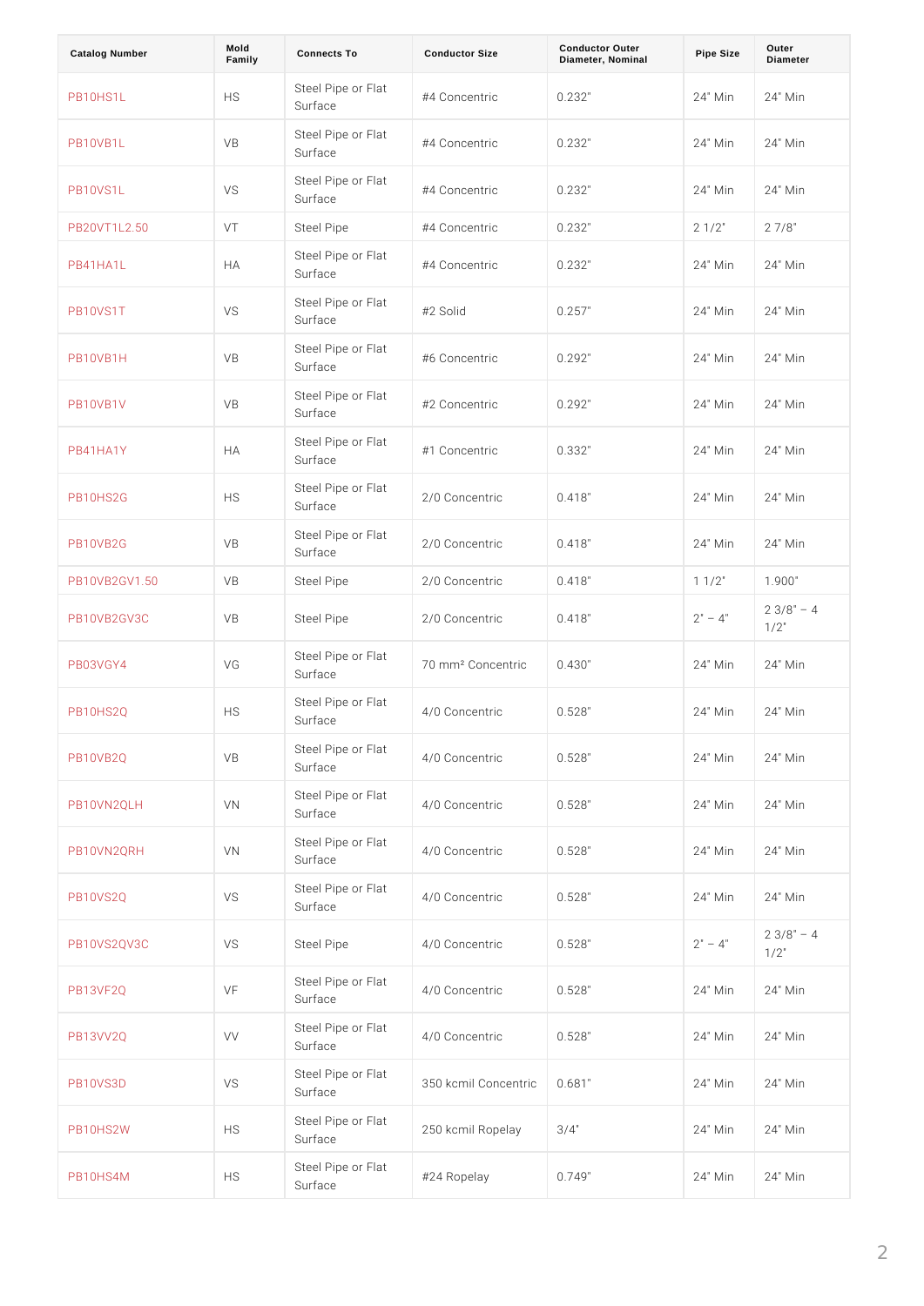| Catalog Number | Mold Family | Connects To | Conductor Size | Conductor Outer Diameter, Nominal | Pipe Size | Outer Diameter |
|---|---|---|---|---|---|---|
| PB10HS1L | HS | Steel Pipe or Flat Surface | #4 Concentric | 0.232" | 24" Min | 24" Min |
| PB10VB1L | VB | Steel Pipe or Flat Surface | #4 Concentric | 0.232" | 24" Min | 24" Min |
| PB10VS1L | VS | Steel Pipe or Flat Surface | #4 Concentric | 0.232" | 24" Min | 24" Min |
| PB20VT1L2.50 | VT | Steel Pipe | #4 Concentric | 0.232" | 2 1/2" | 2 7/8" |
| PB41HA1L | HA | Steel Pipe or Flat Surface | #4 Concentric | 0.232" | 24" Min | 24" Min |
| PB10VS1T | VS | Steel Pipe or Flat Surface | #2 Solid | 0.257" | 24" Min | 24" Min |
| PB10VB1H | VB | Steel Pipe or Flat Surface | #6 Concentric | 0.292" | 24" Min | 24" Min |
| PB10VB1V | VB | Steel Pipe or Flat Surface | #2 Concentric | 0.292" | 24" Min | 24" Min |
| PB41HA1Y | HA | Steel Pipe or Flat Surface | #1 Concentric | 0.332" | 24" Min | 24" Min |
| PB10HS2G | HS | Steel Pipe or Flat Surface | 2/0 Concentric | 0.418" | 24" Min | 24" Min |
| PB10VB2G | VB | Steel Pipe or Flat Surface | 2/0 Concentric | 0.418" | 24" Min | 24" Min |
| PB10VB2GV1.50 | VB | Steel Pipe | 2/0 Concentric | 0.418" | 1 1/2" | 1.900" |
| PB10VB2GV3C | VB | Steel Pipe | 2/0 Concentric | 0.418" | 2" – 4" | 2 3/8" – 4 1/2" |
| PB03VGY4 | VG | Steel Pipe or Flat Surface | 70 mm² Concentric | 0.430" | 24" Min | 24" Min |
| PB10HS2Q | HS | Steel Pipe or Flat Surface | 4/0 Concentric | 0.528" | 24" Min | 24" Min |
| PB10VB2Q | VB | Steel Pipe or Flat Surface | 4/0 Concentric | 0.528" | 24" Min | 24" Min |
| PB10VN2QLH | VN | Steel Pipe or Flat Surface | 4/0 Concentric | 0.528" | 24" Min | 24" Min |
| PB10VN2QRH | VN | Steel Pipe or Flat Surface | 4/0 Concentric | 0.528" | 24" Min | 24" Min |
| PB10VS2Q | VS | Steel Pipe or Flat Surface | 4/0 Concentric | 0.528" | 24" Min | 24" Min |
| PB10VS2QV3C | VS | Steel Pipe | 4/0 Concentric | 0.528" | 2" – 4" | 2 3/8" – 4 1/2" |
| PB13VF2Q | VF | Steel Pipe or Flat Surface | 4/0 Concentric | 0.528" | 24" Min | 24" Min |
| PB13VV2Q | VV | Steel Pipe or Flat Surface | 4/0 Concentric | 0.528" | 24" Min | 24" Min |
| PB10VS3D | VS | Steel Pipe or Flat Surface | 350 kcmil Concentric | 0.681" | 24" Min | 24" Min |
| PB10HS2W | HS | Steel Pipe or Flat Surface | 250 kcmil Ropelay | 3/4" | 24" Min | 24" Min |
| PB10HS4M | HS | Steel Pipe or Flat Surface | #24 Ropelay | 0.749" | 24" Min | 24" Min |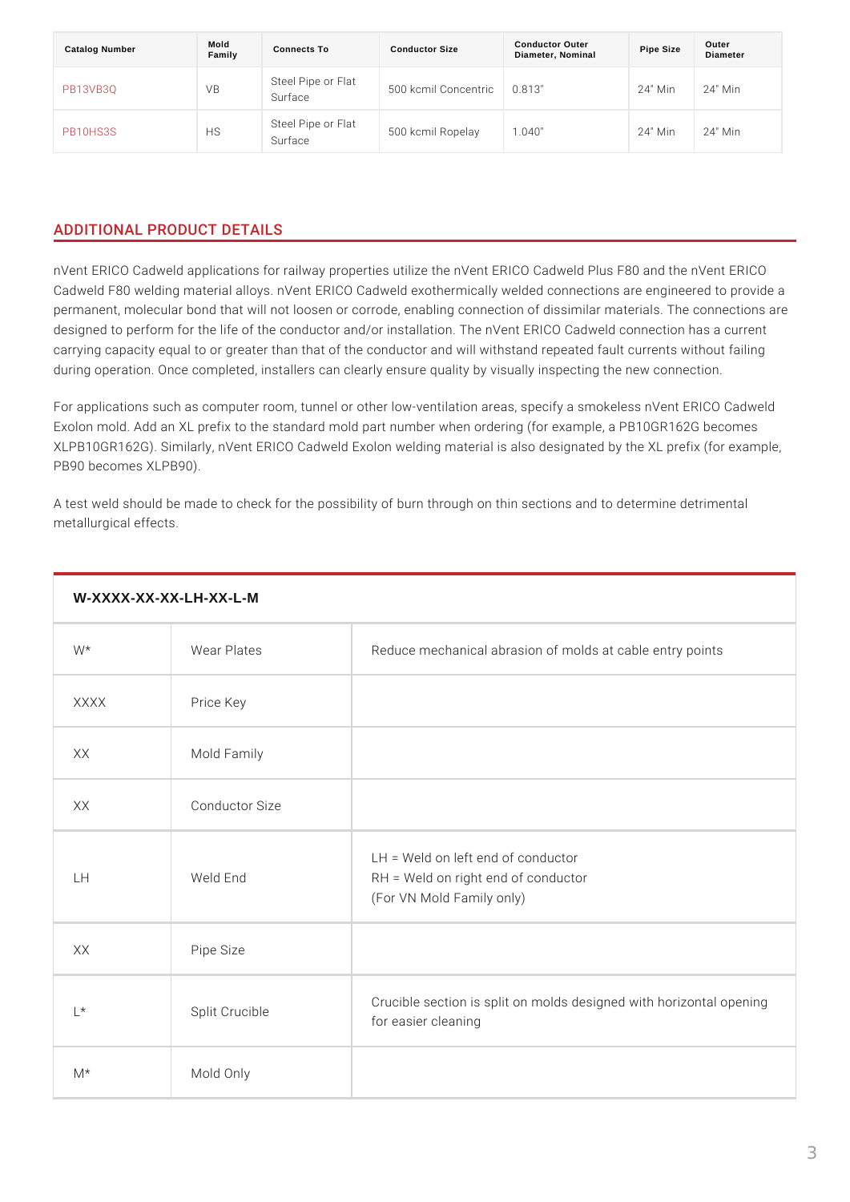| Catalog Number | Mold Family | Connects To | Conductor Size | Conductor Outer Diameter, Nominal | Pipe Size | Outer Diameter |
|---|---|---|---|---|---|---|
| PB13VB3Q | VB | Steel Pipe or Flat Surface | 500 kcmil Concentric | 0.813" | 24" Min | 24" Min |
| PB10HS3S | HS | Steel Pipe or Flat Surface | 500 kcmil Ropelay | 1.040" | 24" Min | 24" Min |

## ADDITIONAL PRODUCT DETAILS

nVent ERICO Cadweld applications for railway properties utilize the nVent ERICO Cadweld Plus F80 and the nVent ERICO Cadweld F80 welding material alloys. nVent ERICO Cadweld exothermically welded connections are engineered to provide a permanent, molecular bond that will not loosen or corrode, enabling connection of dissimilar materials. The connections are designed to perform for the life of the conductor and/or installation. The nVent ERICO Cadweld connection has a current carrying capacity equal to or greater than that of the conductor and will withstand repeated fault currents without failing during operation. Once completed, installers can clearly ensure quality by visually inspecting the new connection.

For applications such as computer room, tunnel or other low-ventilation areas, specify a smokeless nVent ERICO Cadweld Exolon mold. Add an XL prefix to the standard mold part number when ordering (for example, a PB10GR162G becomes XLPB10GR162G). Similarly, nVent ERICO Cadweld Exolon welding material is also designated by the XL prefix (for example, PB90 becomes XLPB90).

A test weld should be made to check for the possibility of burn through on thin sections and to determine detrimental metallurgical effects.

| W-XXXX-XX-XX-LH-XX-L-M | | |
|---|---|---|
| W* | Wear Plates | Reduce mechanical abrasion of molds at cable entry points |
| XXXX | Price Key | |
| XX | Mold Family | |
| XX | Conductor Size | |
| LH | Weld End | LH = Weld on left end of conductor<br>RH = Weld on right end of conductor<br>(For VN Mold Family only) |
| XX | Pipe Size | |
| L* | Split Crucible | Crucible section is split on molds designed with horizontal opening for easier cleaning |
| M* | Mold Only | |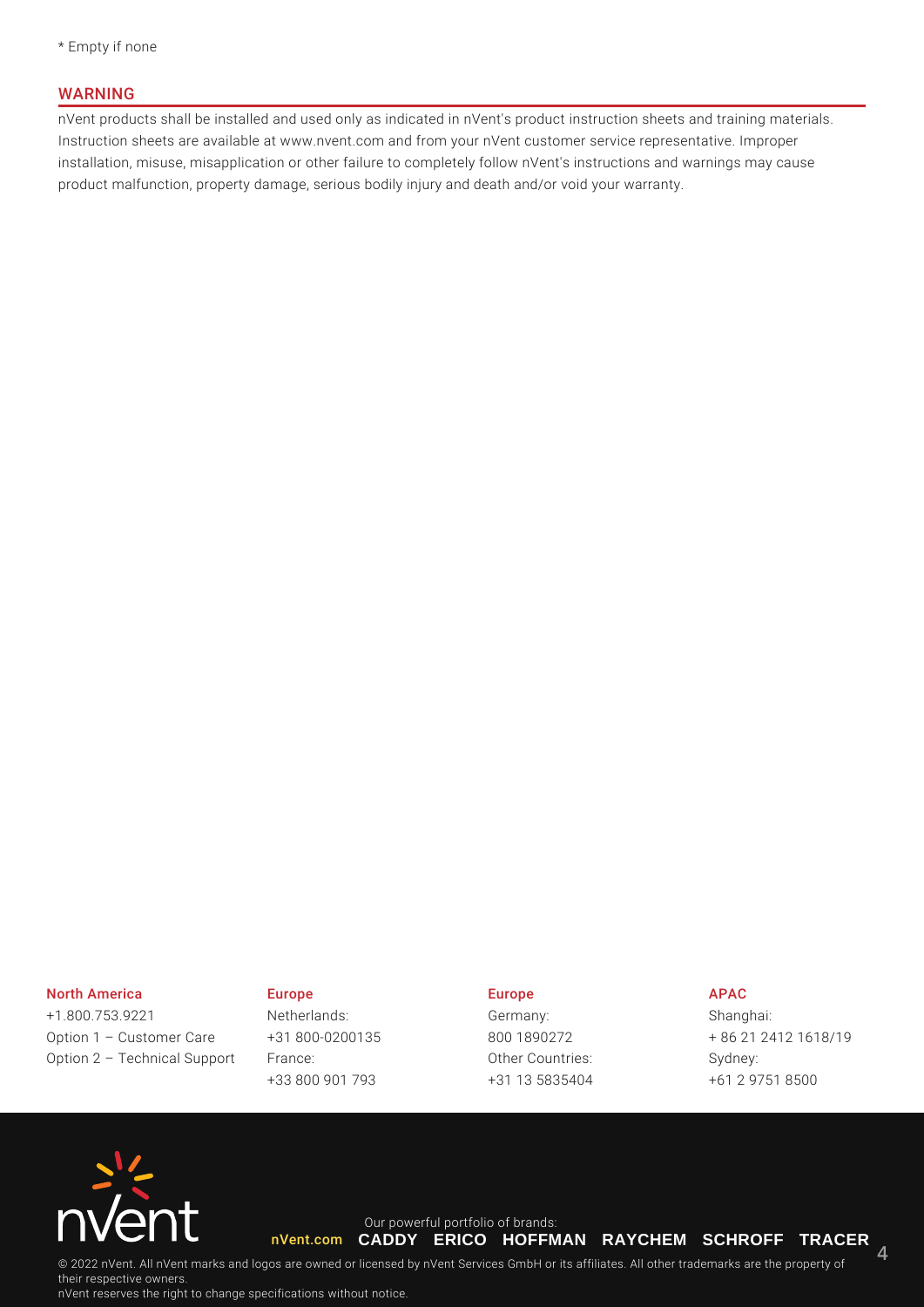\* Empty if none

## WARNING

nVent products shall be installed and used only as indicated in nVent's product instruction sheets and training materials. Instruction sheets are available at www.nvent.com and from your nVent customer service representative. Improper installation, misuse, misapplication or other failure to completely follow nVent's instructions and warnings may cause product malfunction, property damage, serious bodily injury and death and/or void your warranty.

**North America**
+1.800.753.9221
Option 1 – Customer Care
Option 2 – Technical Support

**Europe**
Netherlands:
+31 800-0200135
France:
+33 800 901 793

**Europe**
Germany:
800 1890272
Other Countries:
+31 13 5835404

**APAC**
Shanghai:
+ 86 21 2412 1618/19
Sydney:
+61 2 9751 8500

Our powerful portfolio of brands:
nVent.com **CADDY ERICO HOFFMAN RAYCHEM SCHROFF TRACER**

© 2022 nVent. All nVent marks and logos are owned or licensed by nVent Services GmbH or its affiliates. All other trademarks are the property of their respective owners.
nVent reserves the right to change specifications without notice.